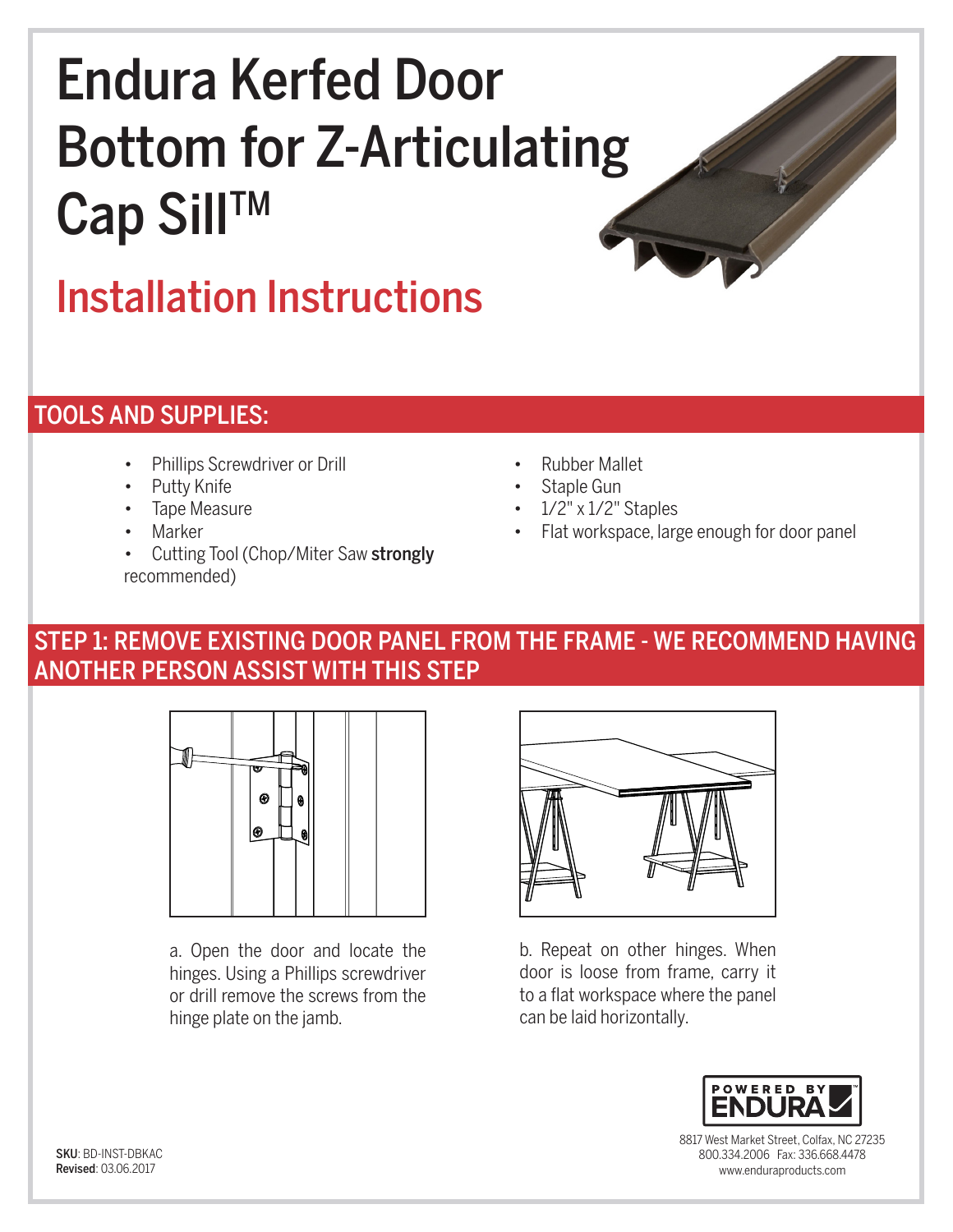# Endura Kerfed Door Bottom for Z-Articulating Cap Sill™

## Installation Instructions

## TOOLS AND SUPPLIES:

- Phillips Screwdriver or Drill
- Putty Knife
- Tape Measure
- Marker
- Cutting Tool (Chop/Miter Saw **strongly** recommended)
- Rubber Mallet
- Staple Gun
- 1/2" x 1/2" Staples
- Flat workspace, large enough for door panel

## STEP 1: REMOVE EXISTING DOOR PANEL FROM THE FRAME - WE RECOMMEND HAVING ANOTHER PERSON ASSIST WITH THIS STEP

a. Open the door and locate the hinges. Using a Phillips screwdriver or drill remove the screws from the hinge plate on the jamb.

b. Repeat on other hinges. When door is loose from frame, carry it to a flat workspace where the panel can be laid horizontally.

POWERED BY ENDURA

8817 West Market Street, Colfax, NC 27235
800.334.2006 Fax: 336.668.4478
www.enduraproducts.com

**SKU**: BD-INST-DBKAC
**Revised**: 03.06.2017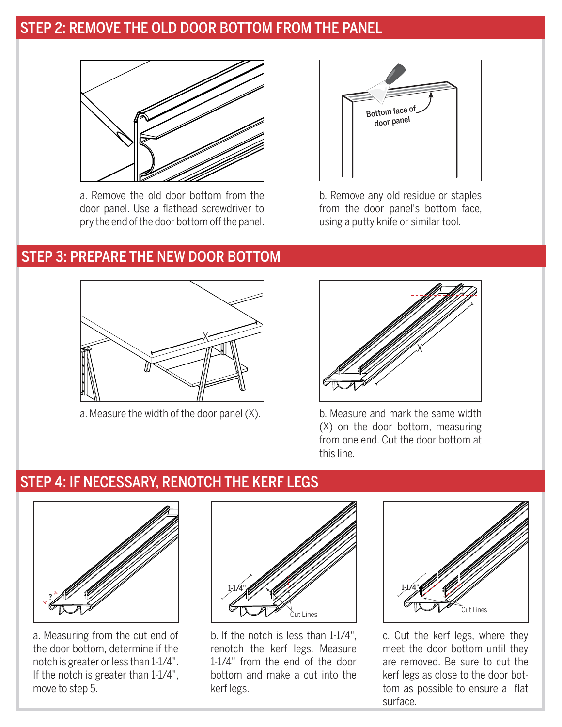## STEP 2: REMOVE THE OLD DOOR BOTTOM FROM THE PANEL

a. Remove the old door bottom from the door panel. Use a flathead screwdriver to pry the end of the door bottom off the panel.

Bottom face of door panel

b. Remove any old residue or staples from the door panel's bottom face, using a putty knife or similar tool.

## STEP 3: PREPARE THE NEW DOOR BOTTOM

X

a. Measure the width of the door panel (X).

X

b. Measure and mark the same width (X) on the door bottom, measuring from one end. Cut the door bottom at this line.

## STEP 4: IF NECESSARY, RENOTCH THE KERF LEGS

?

a. Measuring from the cut end of the door bottom, determine if the notch is greater or less than 1-1/4". If the notch is greater than 1-1/4", move to step 5.

1-1/4"

Cut Lines

b. If the notch is less than 1-1/4", renotch the kerf legs. Measure 1-1/4" from the end of the door bottom and make a cut into the kerf legs.

1-1/4"

Cut Lines

c. Cut the kerf legs, where they meet the door bottom until they are removed. Be sure to cut the kerf legs as close to the door bottom as possible to ensure a flat surface.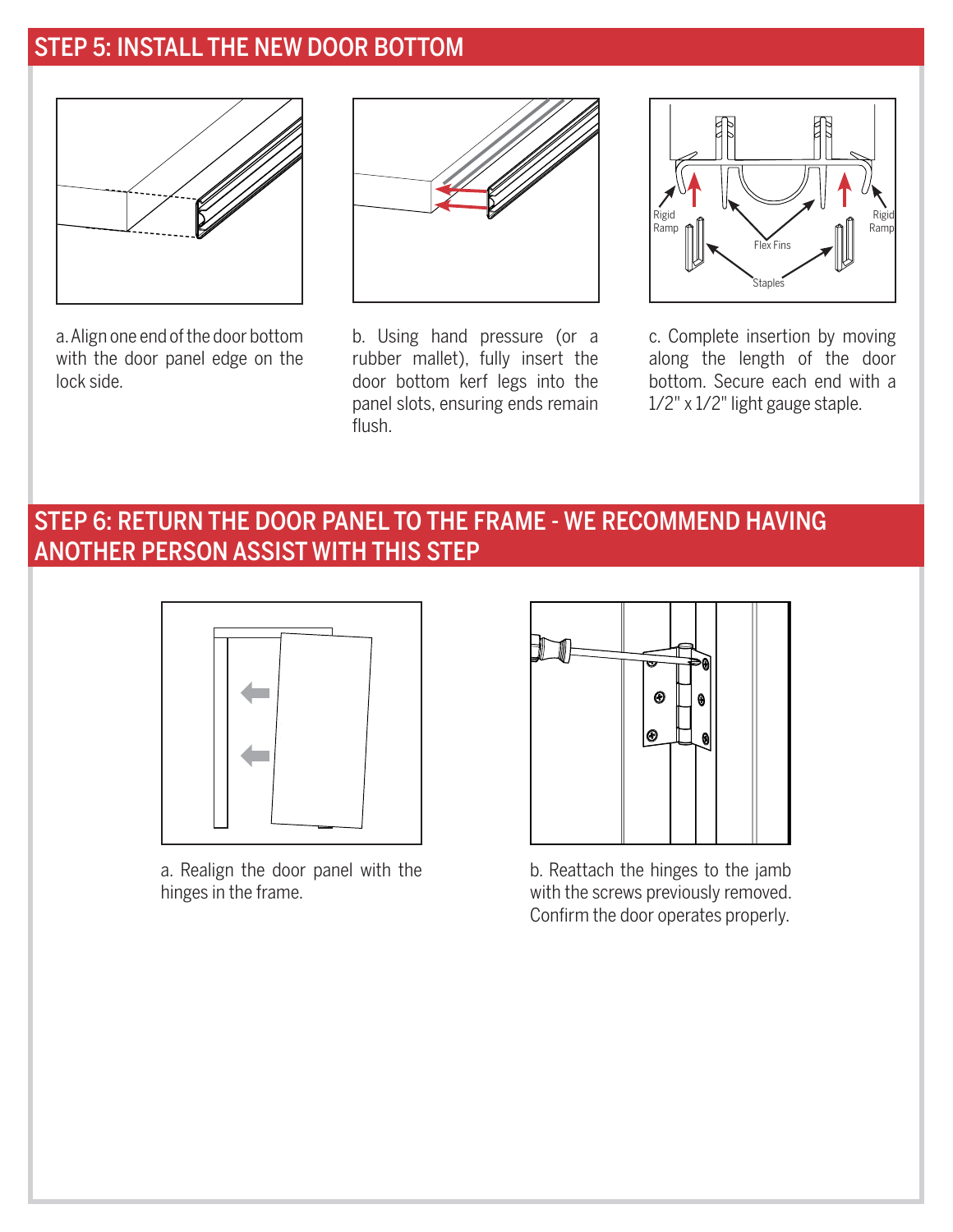## STEP 5: INSTALL THE NEW DOOR BOTTOM

a. Align one end of the door bottom with the door panel edge on the lock side.

b. Using hand pressure (or a rubber mallet), fully insert the door bottom kerf legs into the panel slots, ensuring ends remain flush.

Rigid Ramp

Flex Fins

Staples

Rigid Ramp

c. Complete insertion by moving along the length of the door bottom. Secure each end with a 1/2" x 1/2" light gauge staple.

## STEP 6: RETURN THE DOOR PANEL TO THE FRAME - WE RECOMMEND HAVING ANOTHER PERSON ASSIST WITH THIS STEP

a. Realign the door panel with the hinges in the frame.

b. Reattach the hinges to the jamb with the screws previously removed. Confirm the door operates properly.